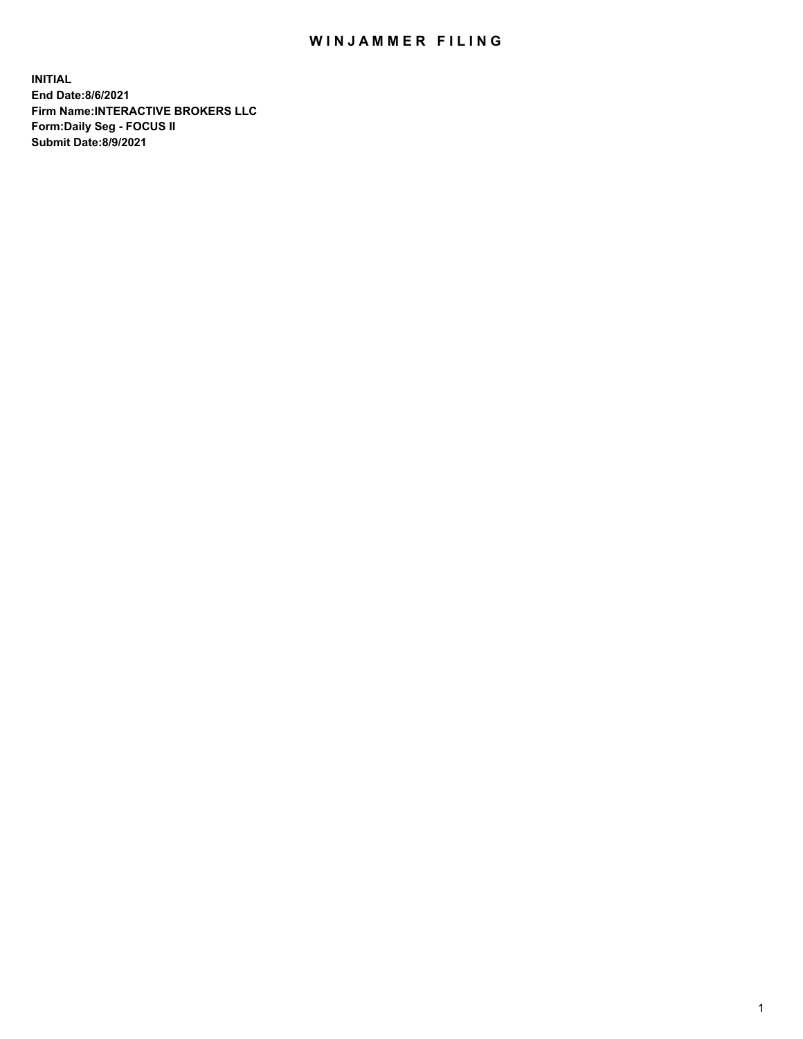# WINJAMMER FILING

**INITIAL**
**End Date:8/6/2021**
**Firm Name:INTERACTIVE BROKERS LLC**
**Form:Daily Seg - FOCUS II**
**Submit Date:8/9/2021**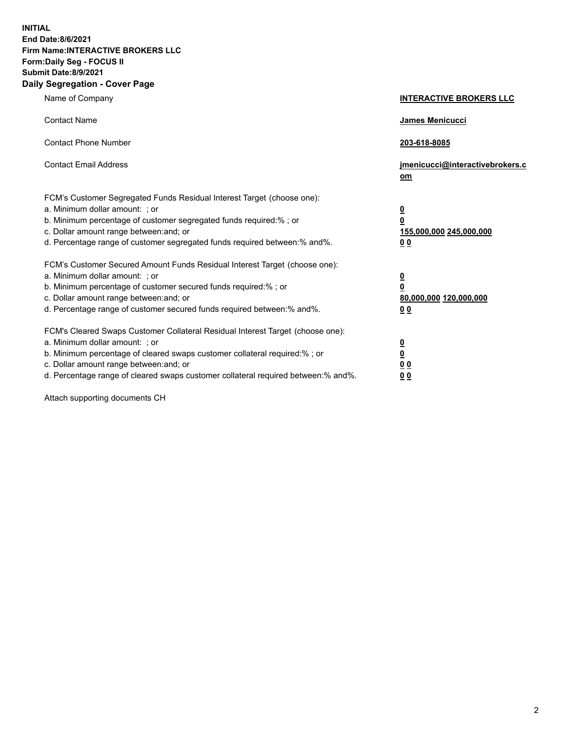**INITIAL**
**End Date:8/6/2021**
**Firm Name:INTERACTIVE BROKERS LLC**
**Form:Daily Seg - FOCUS II**
**Submit Date:8/9/2021**

## Daily Segregation - Cover Page

| | |
|---|---|
| Name of Company | **INTERACTIVE BROKERS LLC** |
| Contact Name | **James Menicucci** |
| Contact Phone Number | **203-618-8085** |
| Contact Email Address | **jmenicucci@interactivebrokers.com** |

FCM's Customer Segregated Funds Residual Interest Target (choose one):

| | |
|---|---|
| a. Minimum dollar amount: ; or | **0** |
| b. Minimum percentage of customer segregated funds required:% ; or | **0** |
| c. Dollar amount range between:and; or | **155,000,000** **245,000,000** |
| d. Percentage range of customer segregated funds required between:% and%. | **0** **0** |

FCM's Customer Secured Amount Funds Residual Interest Target (choose one):

| | |
|---|---|
| a. Minimum dollar amount: ; or | **0** |
| b. Minimum percentage of customer secured funds required:% ; or | **0** |
| c. Dollar amount range between:and; or | **80,000,000** **120,000,000** |
| d. Percentage range of customer secured funds required between:% and%. | **0** **0** |

FCM's Cleared Swaps Customer Collateral Residual Interest Target (choose one):

| | |
|---|---|
| a. Minimum dollar amount: ; or | **0** |
| b. Minimum percentage of cleared swaps customer collateral required:% ; or | **0** |
| c. Dollar amount range between:and; or | **0** **0** |
| d. Percentage range of cleared swaps customer collateral required between:% and%. | **0** **0** |

Attach supporting documents CH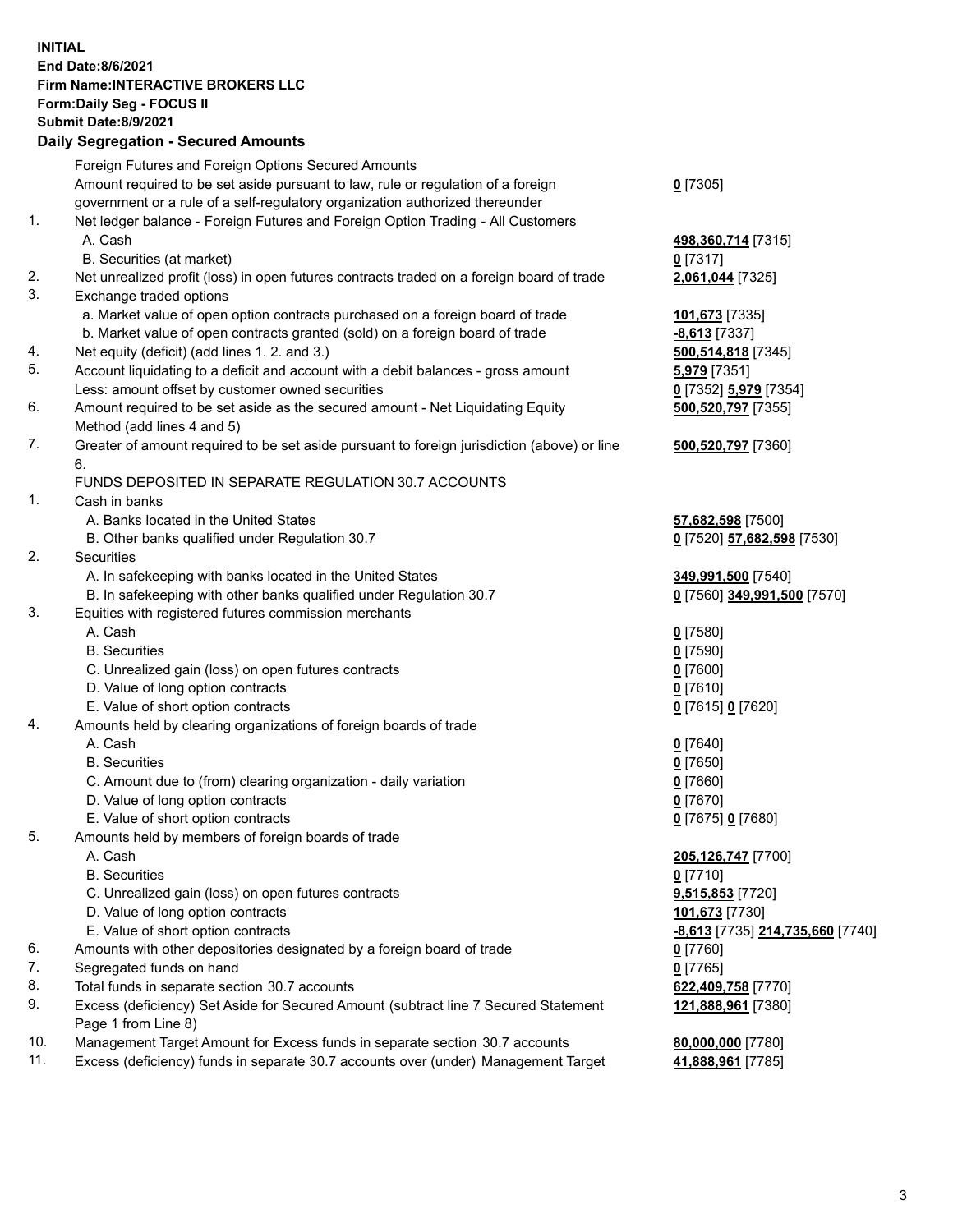**INITIAL**
**End Date:8/6/2021**
**Firm Name:INTERACTIVE BROKERS LLC**
**Form:Daily Seg - FOCUS II**
**Submit Date:8/9/2021**
**Daily Segregation - Secured Amounts**

| | | |
|---|---|---|
| | Foreign Futures and Foreign Options Secured Amounts | |
| | Amount required to be set aside pursuant to law, rule or regulation of a foreign government or a rule of a self-regulatory organization authorized thereunder | **0** [7305] |
| 1. | Net ledger balance - Foreign Futures and Foreign Option Trading - All Customers | |
| | A. Cash | **498,360,714** [7315] |
| | B. Securities (at market) | **0** [7317] |
| 2. | Net unrealized profit (loss) in open futures contracts traded on a foreign board of trade | **2,061,044** [7325] |
| 3. | Exchange traded options | |
| | a. Market value of open option contracts purchased on a foreign board of trade | **101,673** [7335] |
| | b. Market value of open contracts granted (sold) on a foreign board of trade | **-8,613** [7337] |
| 4. | Net equity (deficit) (add lines 1. 2. and 3.) | **500,514,818** [7345] |
| 5. | Account liquidating to a deficit and account with a debit balances - gross amount | **5,979** [7351] |
| | Less: amount offset by customer owned securities | **0** [7352] **5,979** [7354] |
| 6. | Amount required to be set aside as the secured amount - Net Liquidating Equity Method (add lines 4 and 5) | **500,520,797** [7355] |
| 7. | Greater of amount required to be set aside pursuant to foreign jurisdiction (above) or line 6. | **500,520,797** [7360] |
| | FUNDS DEPOSITED IN SEPARATE REGULATION 30.7 ACCOUNTS | |
| 1. | Cash in banks | |
| | A. Banks located in the United States | **57,682,598** [7500] |
| | B. Other banks qualified under Regulation 30.7 | **0** [7520] **57,682,598** [7530] |
| 2. | Securities | |
| | A. In safekeeping with banks located in the United States | **349,991,500** [7540] |
| | B. In safekeeping with other banks qualified under Regulation 30.7 | **0** [7560] **349,991,500** [7570] |
| 3. | Equities with registered futures commission merchants | |
| | A. Cash | **0** [7580] |
| | B. Securities | **0** [7590] |
| | C. Unrealized gain (loss) on open futures contracts | **0** [7600] |
| | D. Value of long option contracts | **0** [7610] |
| | E. Value of short option contracts | **0** [7615] **0** [7620] |
| 4. | Amounts held by clearing organizations of foreign boards of trade | |
| | A. Cash | **0** [7640] |
| | B. Securities | **0** [7650] |
| | C. Amount due to (from) clearing organization - daily variation | **0** [7660] |
| | D. Value of long option contracts | **0** [7670] |
| | E. Value of short option contracts | **0** [7675] **0** [7680] |
| 5. | Amounts held by members of foreign boards of trade | |
| | A. Cash | **205,126,747** [7700] |
| | B. Securities | **0** [7710] |
| | C. Unrealized gain (loss) on open futures contracts | **9,515,853** [7720] |
| | D. Value of long option contracts | **101,673** [7730] |
| | E. Value of short option contracts | **-8,613** [7735] **214,735,660** [7740] |
| 6. | Amounts with other depositories designated by a foreign board of trade | **0** [7760] |
| 7. | Segregated funds on hand | **0** [7765] |
| 8. | Total funds in separate section 30.7 accounts | **622,409,758** [7770] |
| 9. | Excess (deficiency) Set Aside for Secured Amount (subtract line 7 Secured Statement Page 1 from Line 8) | **121,888,961** [7380] |
| 10. | Management Target Amount for Excess funds in separate section 30.7 accounts | **80,000,000** [7780] |
| 11. | Excess (deficiency) funds in separate 30.7 accounts over (under) Management Target | **41,888,961** [7785] |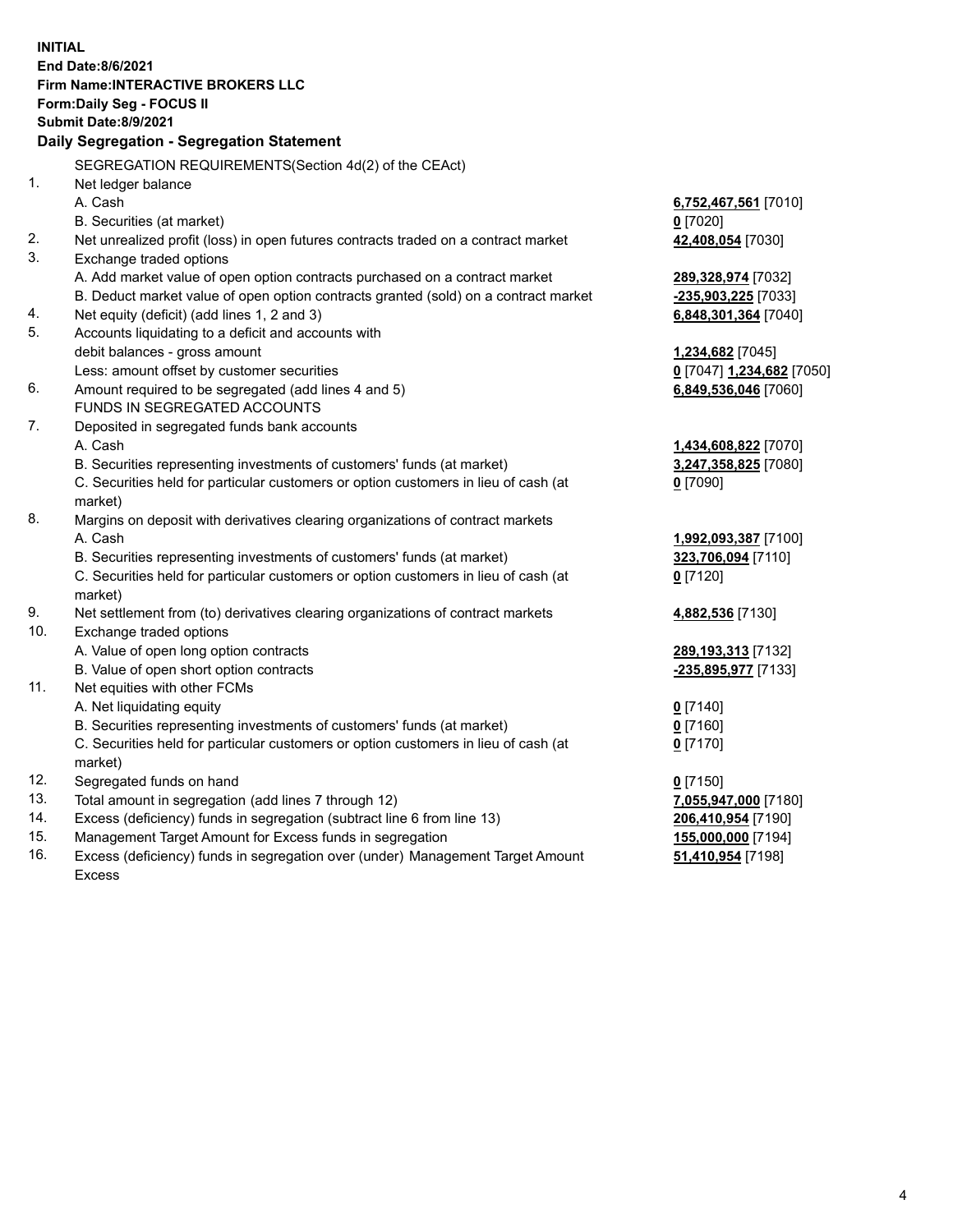**INITIAL**
**End Date:8/6/2021**
**Firm Name:INTERACTIVE BROKERS LLC**
**Form:Daily Seg - FOCUS II**
**Submit Date:8/9/2021**

**Daily Segregation - Segregation Statement**

SEGREGATION REQUIREMENTS(Section 4d(2) of the CEAct)

| | | |
|---|---|---|
| 1. | Net ledger balance | |
| | A. Cash | **6,752,467,561** [7010] |
| | B. Securities (at market) | **0** [7020] |
| 2. | Net unrealized profit (loss) in open futures contracts traded on a contract market | **42,408,054** [7030] |
| 3. | Exchange traded options | |
| | A. Add market value of open option contracts purchased on a contract market | **289,328,974** [7032] |
| | B. Deduct market value of open option contracts granted (sold) on a contract market | **-235,903,225** [7033] |
| 4. | Net equity (deficit) (add lines 1, 2 and 3) | **6,848,301,364** [7040] |
| 5. | Accounts liquidating to a deficit and accounts with debit balances - gross amount | **1,234,682** [7045] |
| | Less: amount offset by customer securities | **0** [7047] **1,234,682** [7050] |
| 6. | Amount required to be segregated (add lines 4 and 5) | **6,849,536,046** [7060] |
| | FUNDS IN SEGREGATED ACCOUNTS | |
| 7. | Deposited in segregated funds bank accounts | |
| | A. Cash | **1,434,608,822** [7070] |
| | B. Securities representing investments of customers' funds (at market) | **3,247,358,825** [7080] |
| | C. Securities held for particular customers or option customers in lieu of cash (at market) | **0** [7090] |
| 8. | Margins on deposit with derivatives clearing organizations of contract markets | |
| | A. Cash | **1,992,093,387** [7100] |
| | B. Securities representing investments of customers' funds (at market) | **323,706,094** [7110] |
| | C. Securities held for particular customers or option customers in lieu of cash (at market) | **0** [7120] |
| 9. | Net settlement from (to) derivatives clearing organizations of contract markets | **4,882,536** [7130] |
| 10. | Exchange traded options | |
| | A. Value of open long option contracts | **289,193,313** [7132] |
| | B. Value of open short option contracts | **-235,895,977** [7133] |
| 11. | Net equities with other FCMs | |
| | A. Net liquidating equity | **0** [7140] |
| | B. Securities representing investments of customers' funds (at market) | **0** [7160] |
| | C. Securities held for particular customers or option customers in lieu of cash (at market) | **0** [7170] |
| 12. | Segregated funds on hand | **0** [7150] |
| 13. | Total amount in segregation (add lines 7 through 12) | **7,055,947,000** [7180] |
| 14. | Excess (deficiency) funds in segregation (subtract line 6 from line 13) | **206,410,954** [7190] |
| 15. | Management Target Amount for Excess funds in segregation | **155,000,000** [7194] |
| 16. | Excess (deficiency) funds in segregation over (under) Management Target Amount Excess | **51,410,954** [7198] |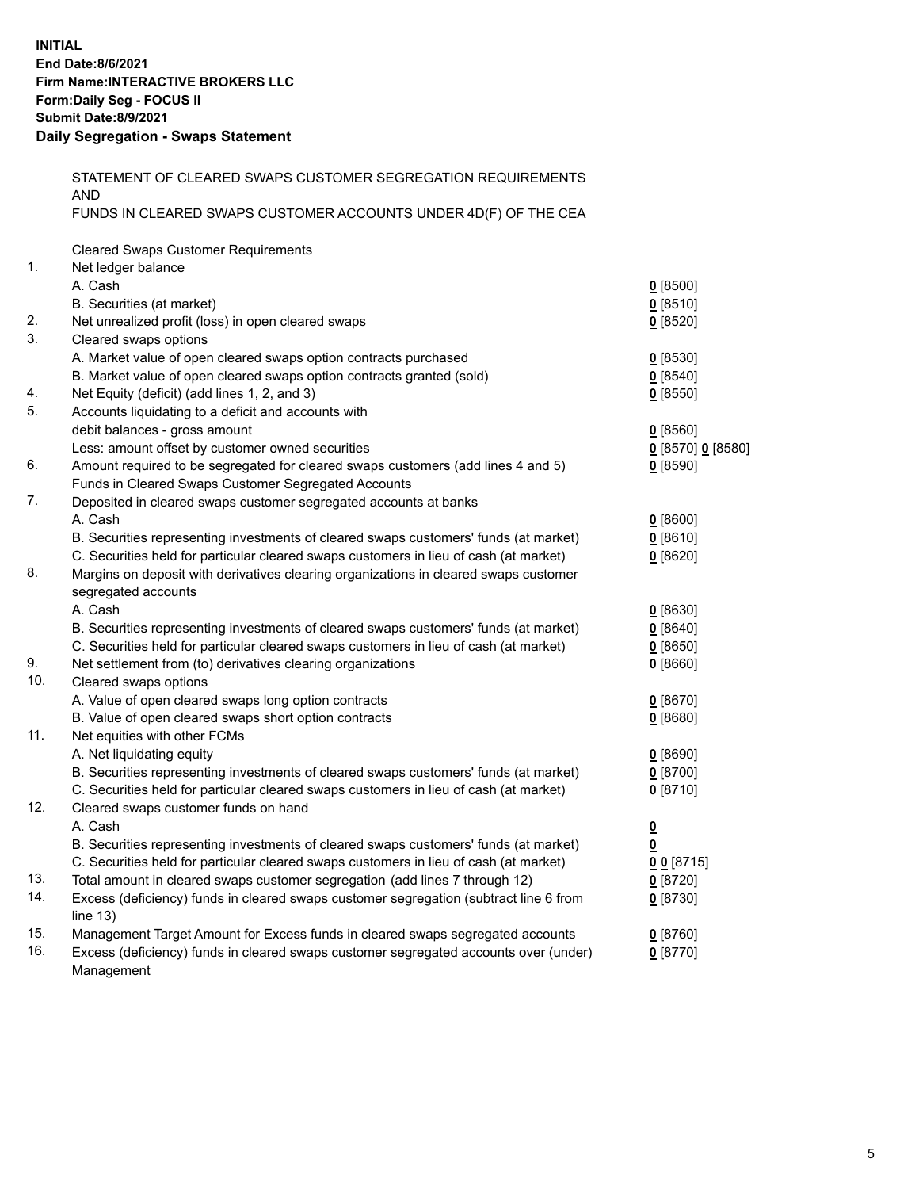**INITIAL**
**End Date:8/6/2021**
**Firm Name:INTERACTIVE BROKERS LLC**
**Form:Daily Seg - FOCUS II**
**Submit Date:8/9/2021**
**Daily Segregation - Swaps Statement**

STATEMENT OF CLEARED SWAPS CUSTOMER SEGREGATION REQUIREMENTS AND FUNDS IN CLEARED SWAPS CUSTOMER ACCOUNTS UNDER 4D(F) OF THE CEA

| | | |
|---|---|---|
| | Cleared Swaps Customer Requirements | |
| 1. | Net ledger balance | |
| | A. Cash | 0 [8500] |
| | B. Securities (at market) | 0 [8510] |
| 2. | Net unrealized profit (loss) in open cleared swaps | 0 [8520] |
| 3. | Cleared swaps options | |
| | A. Market value of open cleared swaps option contracts purchased | 0 [8530] |
| | B. Market value of open cleared swaps option contracts granted (sold) | 0 [8540] |
| 4. | Net Equity (deficit) (add lines 1, 2, and 3) | 0 [8550] |
| 5. | Accounts liquidating to a deficit and accounts with debit balances - gross amount | 0 [8560] |
| | Less: amount offset by customer owned securities | 0 [8570] 0 [8580] |
| 6. | Amount required to be segregated for cleared swaps customers (add lines 4 and 5) | 0 [8590] |
| | Funds in Cleared Swaps Customer Segregated Accounts | |
| 7. | Deposited in cleared swaps customer segregated accounts at banks | |
| | A. Cash | 0 [8600] |
| | B. Securities representing investments of cleared swaps customers' funds (at market) | 0 [8610] |
| | C. Securities held for particular cleared swaps customers in lieu of cash (at market) | 0 [8620] |
| 8. | Margins on deposit with derivatives clearing organizations in cleared swaps customer segregated accounts | |
| | A. Cash | 0 [8630] |
| | B. Securities representing investments of cleared swaps customers' funds (at market) | 0 [8640] |
| | C. Securities held for particular cleared swaps customers in lieu of cash (at market) | 0 [8650] |
| 9. | Net settlement from (to) derivatives clearing organizations | 0 [8660] |
| 10. | Cleared swaps options | |
| | A. Value of open cleared swaps long option contracts | 0 [8670] |
| | B. Value of open cleared swaps short option contracts | 0 [8680] |
| 11. | Net equities with other FCMs | |
| | A. Net liquidating equity | 0 [8690] |
| | B. Securities representing investments of cleared swaps customers' funds (at market) | 0 [8700] |
| | C. Securities held for particular cleared swaps customers in lieu of cash (at market) | 0 [8710] |
| 12. | Cleared swaps customer funds on hand | |
| | A. Cash | 0 |
| | B. Securities representing investments of cleared swaps customers' funds (at market) | 0 |
| | C. Securities held for particular cleared swaps customers in lieu of cash (at market) | 0 0 [8715] |
| 13. | Total amount in cleared swaps customer segregation (add lines 7 through 12) | 0 [8720] |
| 14. | Excess (deficiency) funds in cleared swaps customer segregation (subtract line 6 from line 13) | 0 [8730] |
| 15. | Management Target Amount for Excess funds in cleared swaps segregated accounts | 0 [8760] |
| 16. | Excess (deficiency) funds in cleared swaps customer segregated accounts over (under) Management | 0 [8770] |